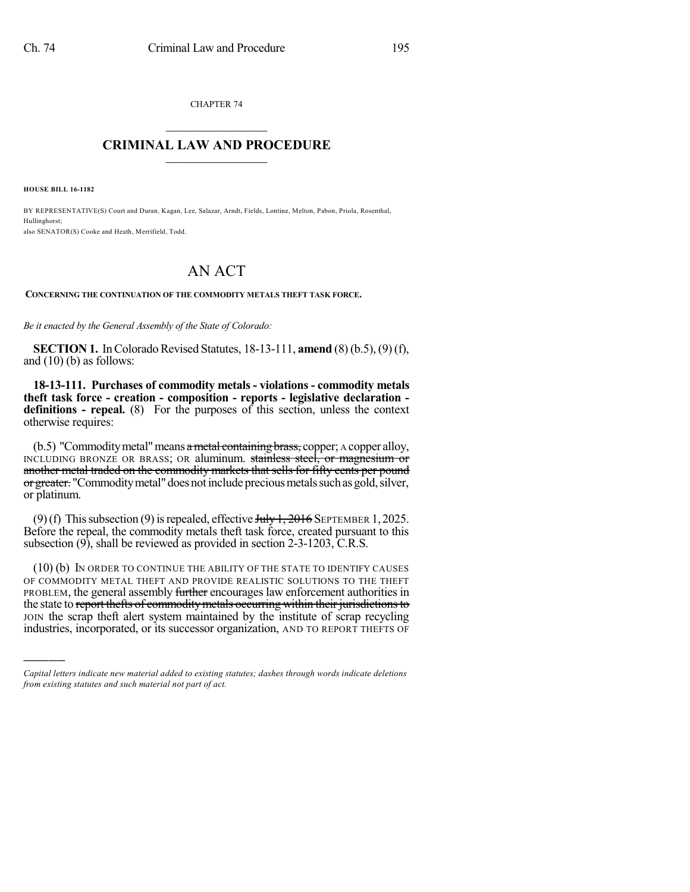CHAPTER 74

# CRIMINAL LAW AND PROCEDURE

**HOUSE BILL 16-1182**

BY REPRESENTATIVE(S) Court and Duran, Kagan, Lee, Salazar, Arndt, Fields, Lontine, Melton, Pabon, Priola, Rosenthal, Hullinghorst;
also SENATOR(S) Cooke and Heath, Merrifield, Todd.

# AN ACT

**CONCERNING THE CONTINUATION OF THE COMMODITY METALS THEFT TASK FORCE.**

*Be it enacted by the General Assembly of the State of Colorado:*

**SECTION 1.** In Colorado Revised Statutes, 18-13-111, **amend** (8) (b.5), (9) (f), and (10) (b) as follows:

**18-13-111. Purchases of commodity metals - violations - commodity metals theft task force - creation - composition - reports - legislative declaration - definitions - repeal.** (8) For the purposes of this section, unless the context otherwise requires:

(b.5) "Commodity metal" means ~~a metal containing brass,~~ copper; A copper alloy, INCLUDING BRONZE OR BRASS; OR aluminum. ~~stainless steel, or magnesium or another metal traded on the commodity markets that sells for fifty cents per pound or greater.~~ "Commodity metal" does not include precious metals such as gold, silver, or platinum.

(9) (f) This subsection (9) is repealed, effective ~~July 1, 2016~~ SEPTEMBER 1, 2025. Before the repeal, the commodity metals theft task force, created pursuant to this subsection (9), shall be reviewed as provided in section 2-3-1203, C.R.S.

(10) (b) IN ORDER TO CONTINUE THE ABILITY OF THE STATE TO IDENTIFY CAUSES OF COMMODITY METAL THEFT AND PROVIDE REALISTIC SOLUTIONS TO THE THEFT PROBLEM, the general assembly ~~further~~ encourages law enforcement authorities in the state to ~~report thefts of commodity metals occurring within their jurisdictions to~~ JOIN the scrap theft alert system maintained by the institute of scrap recycling industries, incorporated, or its successor organization, AND TO REPORT THEFTS OF

*Capital letters indicate new material added to existing statutes; dashes through words indicate deletions from existing statutes and such material not part of act.*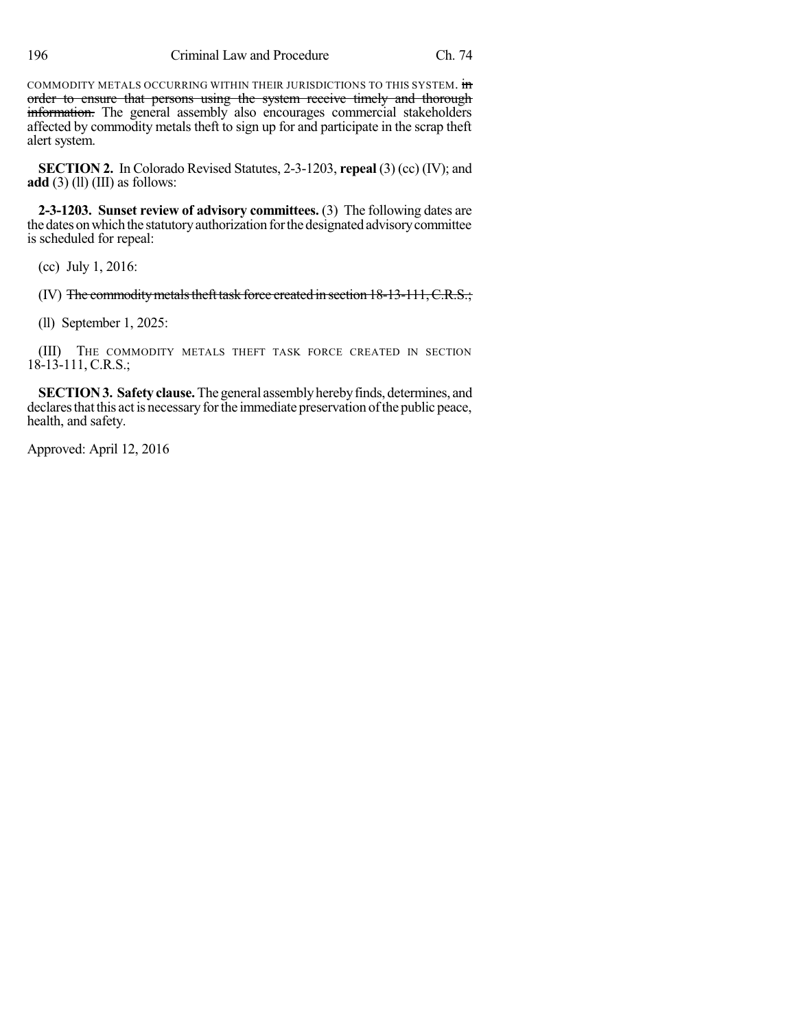COMMODITY METALS OCCURRING WITHIN THEIR JURISDICTIONS TO THIS SYSTEM. ~~in order to ensure that persons using the system receive timely and thorough information.~~ The general assembly also encourages commercial stakeholders affected by commodity metals theft to sign up for and participate in the scrap theft alert system.

**SECTION 2.** In Colorado Revised Statutes, 2-3-1203, **repeal** (3) (cc) (IV); and **add** (3) (ll) (III) as follows:

**2-3-1203. Sunset review of advisory committees.** (3) The following dates are the dates on which the statutory authorization for the designated advisory committee is scheduled for repeal:

(cc) July 1, 2016:

(IV) ~~The commodity metals theft task force created in section 18-13-111, C.R.S.;~~

(ll) September 1, 2025:

(III) THE COMMODITY METALS THEFT TASK FORCE CREATED IN SECTION 18-13-111, C.R.S.;

**SECTION 3. Safety clause.** The general assembly hereby finds, determines, and declares that this act is necessary for the immediate preservation of the public peace, health, and safety.

Approved: April 12, 2016